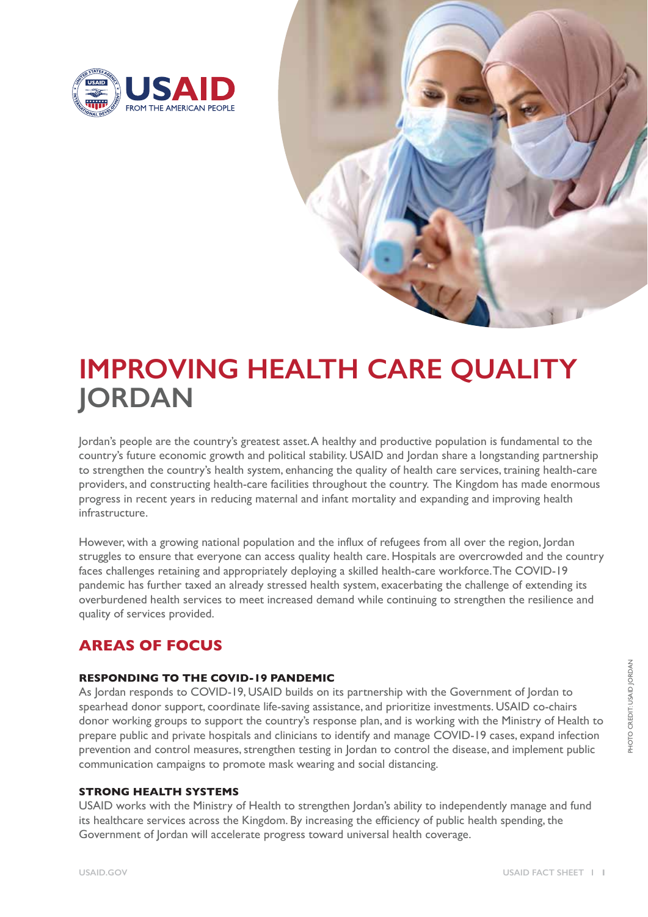# IMPROVING HEALTH CARE QUALITY JORDAN

Jordan's people are the country's greatest asset. A healthy and productive population is fundamental to the country's future economic growth and political stability. USAID and Jordan share a longstanding partnership to strengthen the country's health system, enhancing the quality of health care services, training health-care providers, and constructing health-care facilities throughout the country. The Kingdom has made enormous progress in recent years in reducing maternal and infant mortality and expanding and improving health infrastructure.

However, with a growing national population and the influx of refugees from all over the region, Jordan struggles to ensure that everyone can access quality health care. Hospitals are overcrowded and the country faces challenges retaining and appropriately deploying a skilled health-care workforce. The COVID-19 pandemic has further taxed an already stressed health system, exacerbating the challenge of extending its overburdened health services to meet increased demand while continuing to strengthen the resilience and quality of services provided.

## AREAS OF FOCUS

### RESPONDING TO THE COVID-19 PANDEMIC

As Jordan responds to COVID-19, USAID builds on its partnership with the Government of Jordan to spearhead donor support, coordinate life-saving assistance, and prioritize investments. USAID co-chairs donor working groups to support the country's response plan, and is working with the Ministry of Health to prepare public and private hospitals and clinicians to identify and manage COVID-19 cases, expand infection prevention and control measures, strengthen testing in Jordan to control the disease, and implement public communication campaigns to promote mask wearing and social distancing.

### STRONG HEALTH SYSTEMS

USAID works with the Ministry of Health to strengthen Jordan's ability to independently manage and fund its healthcare services across the Kingdom. By increasing the efficiency of public health spending, the Government of Jordan will accelerate progress toward universal health coverage.

PHOTO CREDIT: USAID JORDAN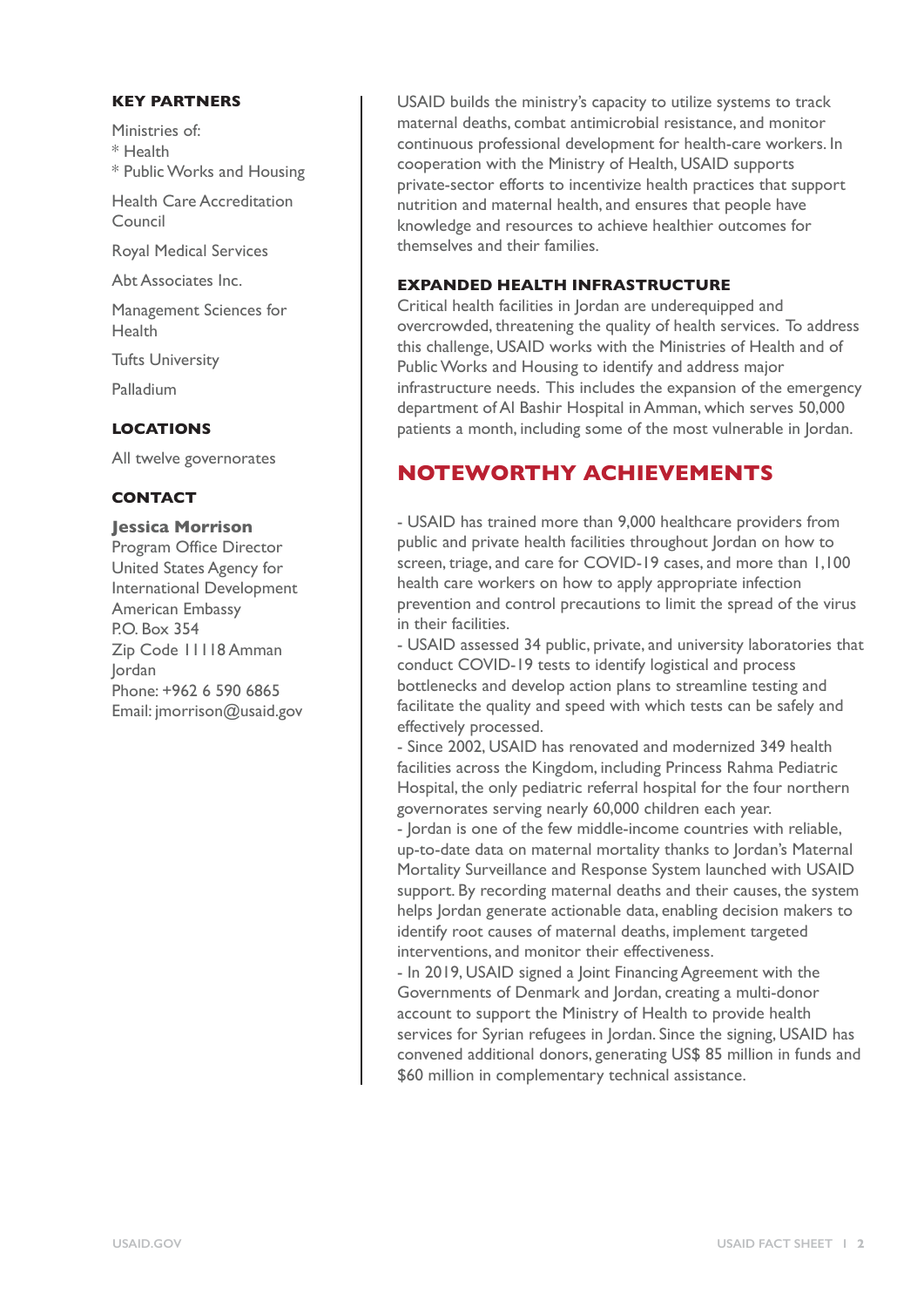### KEY PARTNERS

Ministries of:
* Health
* Public Works and Housing

Health Care Accreditation Council

Royal Medical Services

Abt Associates Inc.

Management Sciences for Health

Tufts University

Palladium

### LOCATIONS

All twelve governorates

### CONTACT

**Jessica Morrison**
Program Office Director
United States Agency for International Development
American Embassy
P.O. Box 354
Zip Code 11118 Amman
Jordan
Phone: +962 6 590 6865
Email: jmorrison@usaid.gov

USAID builds the ministry's capacity to utilize systems to track maternal deaths, combat antimicrobial resistance, and monitor continuous professional development for health-care workers. In cooperation with the Ministry of Health, USAID supports private-sector efforts to incentivize health practices that support nutrition and maternal health, and ensures that people have knowledge and resources to achieve healthier outcomes for themselves and their families.

### EXPANDED HEALTH INFRASTRUCTURE

Critical health facilities in Jordan are underequipped and overcrowded, threatening the quality of health services. To address this challenge, USAID works with the Ministries of Health and of Public Works and Housing to identify and address major infrastructure needs. This includes the expansion of the emergency department of Al Bashir Hospital in Amman, which serves 50,000 patients a month, including some of the most vulnerable in Jordan.

## NOTEWORTHY ACHIEVEMENTS

- USAID has trained more than 9,000 healthcare providers from public and private health facilities throughout Jordan on how to screen, triage, and care for COVID-19 cases, and more than 1,100 health care workers on how to apply appropriate infection prevention and control precautions to limit the spread of the virus in their facilities.
- USAID assessed 34 public, private, and university laboratories that conduct COVID-19 tests to identify logistical and process bottlenecks and develop action plans to streamline testing and facilitate the quality and speed with which tests can be safely and effectively processed.
- Since 2002, USAID has renovated and modernized 349 health facilities across the Kingdom, including Princess Rahma Pediatric Hospital, the only pediatric referral hospital for the four northern governorates serving nearly 60,000 children each year.
- Jordan is one of the few middle-income countries with reliable, up-to-date data on maternal mortality thanks to Jordan's Maternal Mortality Surveillance and Response System launched with USAID support. By recording maternal deaths and their causes, the system helps Jordan generate actionable data, enabling decision makers to identify root causes of maternal deaths, implement targeted interventions, and monitor their effectiveness.
- In 2019, USAID signed a Joint Financing Agreement with the Governments of Denmark and Jordan, creating a multi-donor account to support the Ministry of Health to provide health services for Syrian refugees in Jordan. Since the signing, USAID has convened additional donors, generating US$ 85 million in funds and $60 million in complementary technical assistance.